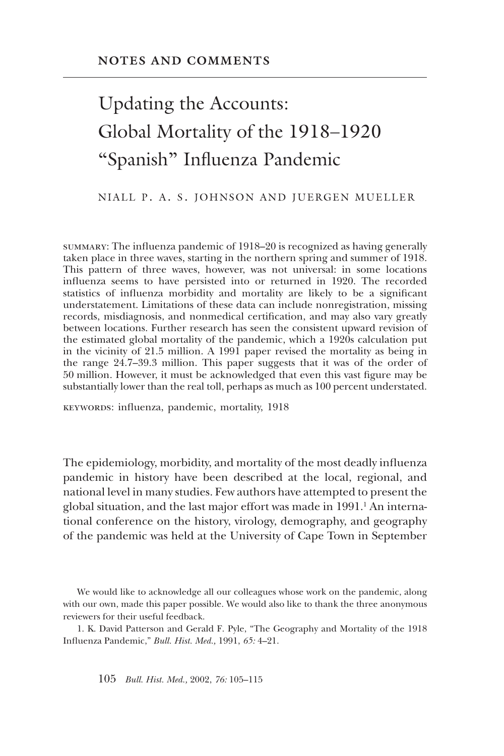NOTES AND COMMENTS

# Updating the Accounts: Global Mortality of the 1918–1920 "Spanish" Influenza Pandemic

NIALL P. A. S. JOHNSON AND JUERGEN MUELLER

SUMMARY: The influenza pandemic of 1918–20 is recognized as having generally taken place in three waves, starting in the northern spring and summer of 1918. This pattern of three waves, however, was not universal: in some locations influenza seems to have persisted into or returned in 1920. The recorded statistics of influenza morbidity and mortality are likely to be a significant understatement. Limitations of these data can include nonregistration, missing records, misdiagnosis, and nonmedical certification, and may also vary greatly between locations. Further research has seen the consistent upward revision of the estimated global mortality of the pandemic, which a 1920s calculation put in the vicinity of 21.5 million. A 1991 paper revised the mortality as being in the range 24.7–39.3 million. This paper suggests that it was of the order of 50 million. However, it must be acknowledged that even this vast figure may be substantially lower than the real toll, perhaps as much as 100 percent understated.

KEYWORDS: influenza, pandemic, mortality, 1918

The epidemiology, morbidity, and mortality of the most deadly influenza pandemic in history have been described at the local, regional, and national level in many studies. Few authors have attempted to present the global situation, and the last major effort was made in 1991.[1] An international conference on the history, virology, demography, and geography of the pandemic was held at the University of Cape Town in September

We would like to acknowledge all our colleagues whose work on the pandemic, along with our own, made this paper possible. We would also like to thank the three anonymous reviewers for their useful feedback.

1. K. David Patterson and Gerald F. Pyle, "The Geography and Mortality of the 1918 Influenza Pandemic," *Bull. Hist. Med.,* 1991, *65:* 4–21.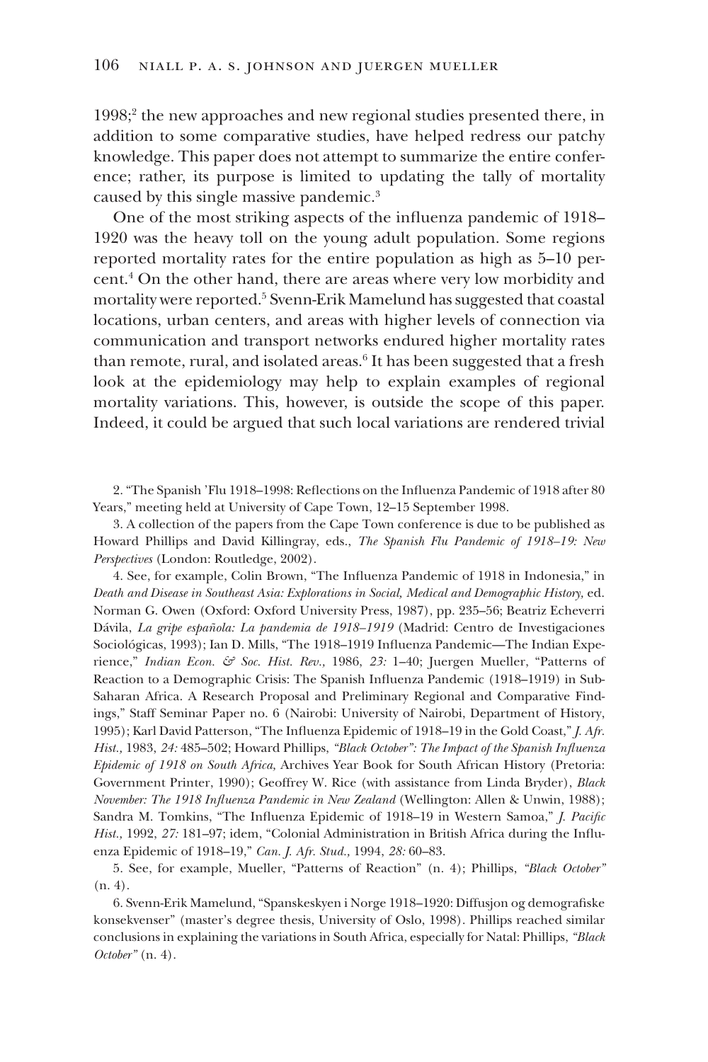1998;[2] the new approaches and new regional studies presented there, in addition to some comparative studies, have helped redress our patchy knowledge. This paper does not attempt to summarize the entire conference; rather, its purpose is limited to updating the tally of mortality caused by this single massive pandemic.[3]

One of the most striking aspects of the influenza pandemic of 1918–1920 was the heavy toll on the young adult population. Some regions reported mortality rates for the entire population as high as 5–10 percent.[4] On the other hand, there are areas where very low morbidity and mortality were reported.[5] Svenn-Erik Mamelund has suggested that coastal locations, urban centers, and areas with higher levels of connection via communication and transport networks endured higher mortality rates than remote, rural, and isolated areas.[6] It has been suggested that a fresh look at the epidemiology may help to explain examples of regional mortality variations. This, however, is outside the scope of this paper. Indeed, it could be argued that such local variations are rendered trivial

2. "The Spanish 'Flu 1918–1998: Reflections on the Influenza Pandemic of 1918 after 80 Years," meeting held at University of Cape Town, 12–15 September 1998.

3. A collection of the papers from the Cape Town conference is due to be published as Howard Phillips and David Killingray, eds., *The Spanish Flu Pandemic of 1918–19: New Perspectives* (London: Routledge, 2002).

4. See, for example, Colin Brown, "The Influenza Pandemic of 1918 in Indonesia," in *Death and Disease in Southeast Asia: Explorations in Social, Medical and Demographic History,* ed. Norman G. Owen (Oxford: Oxford University Press, 1987), pp. 235–56; Beatriz Echeverri Dávila, *La gripe española: La pandemia de 1918–1919* (Madrid: Centro de Investigaciones Sociológicas, 1993); Ian D. Mills, "The 1918–1919 Influenza Pandemic—The Indian Experience," *Indian Econ. & Soc. Hist. Rev.,* 1986, *23:* 1–40; Juergen Mueller, "Patterns of Reaction to a Demographic Crisis: The Spanish Influenza Pandemic (1918–1919) in Sub-Saharan Africa. A Research Proposal and Preliminary Regional and Comparative Findings," Staff Seminar Paper no. 6 (Nairobi: University of Nairobi, Department of History, 1995); Karl David Patterson, "The Influenza Epidemic of 1918–19 in the Gold Coast," *J. Afr. Hist.,* 1983, *24:* 485–502; Howard Phillips, *"Black October": The Impact of the Spanish Influenza Epidemic of 1918 on South Africa,* Archives Year Book for South African History (Pretoria: Government Printer, 1990); Geoffrey W. Rice (with assistance from Linda Bryder), *Black November: The 1918 Influenza Pandemic in New Zealand* (Wellington: Allen & Unwin, 1988); Sandra M. Tomkins, "The Influenza Epidemic of 1918–19 in Western Samoa," *J. Pacific Hist.,* 1992, *27:* 181–97; idem, "Colonial Administration in British Africa during the Influenza Epidemic of 1918–19," *Can. J. Afr. Stud.,* 1994, *28:* 60–83.

5. See, for example, Mueller, "Patterns of Reaction" (n. 4); Phillips, *"Black October"* (n. 4).

6. Svenn-Erik Mamelund, "Spanskeskyen i Norge 1918–1920: Diffusjon og demografiske konsekvenser" (master's degree thesis, University of Oslo, 1998). Phillips reached similar conclusions in explaining the variations in South Africa, especially for Natal: Phillips, *"Black October"* (n. 4).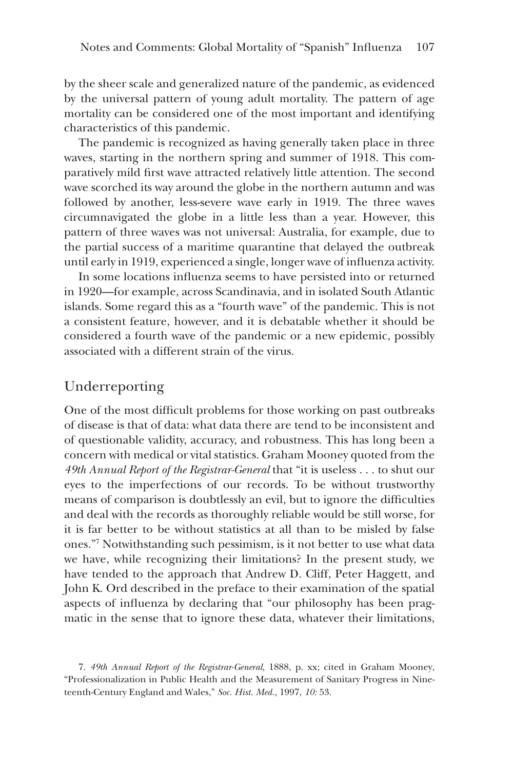by the sheer scale and generalized nature of the pandemic, as evidenced by the universal pattern of young adult mortality. The pattern of age mortality can be considered one of the most important and identifying characteristics of this pandemic.

The pandemic is recognized as having generally taken place in three waves, starting in the northern spring and summer of 1918. This comparatively mild first wave attracted relatively little attention. The second wave scorched its way around the globe in the northern autumn and was followed by another, less-severe wave early in 1919. The three waves circumnavigated the globe in a little less than a year. However, this pattern of three waves was not universal: Australia, for example, due to the partial success of a maritime quarantine that delayed the outbreak until early in 1919, experienced a single, longer wave of influenza activity.

In some locations influenza seems to have persisted into or returned in 1920—for example, across Scandinavia, and in isolated South Atlantic islands. Some regard this as a "fourth wave" of the pandemic. This is not a consistent feature, however, and it is debatable whether it should be considered a fourth wave of the pandemic or a new epidemic, possibly associated with a different strain of the virus.

## Underreporting

One of the most difficult problems for those working on past outbreaks of disease is that of data: what data there are tend to be inconsistent and of questionable validity, accuracy, and robustness. This has long been a concern with medical or vital statistics. Graham Mooney quoted from the *49th Annual Report of the Registrar-General* that "it is useless . . . to shut our eyes to the imperfections of our records. To be without trustworthy means of comparison is doubtlessly an evil, but to ignore the difficulties and deal with the records as thoroughly reliable would be still worse, for it is far better to be without statistics at all than to be misled by false ones."[7] Notwithstanding such pessimism, is it not better to use what data we have, while recognizing their limitations? In the present study, we have tended to the approach that Andrew D. Cliff, Peter Haggett, and John K. Ord described in the preface to their examination of the spatial aspects of influenza by declaring that "our philosophy has been pragmatic in the sense that to ignore these data, whatever their limitations,

7. *49th Annual Report of the Registrar-General,* 1888, p. xx; cited in Graham Mooney, "Professionalization in Public Health and the Measurement of Sanitary Progress in Nineteenth-Century England and Wales," *Soc. Hist. Med.,* 1997, *10:* 53.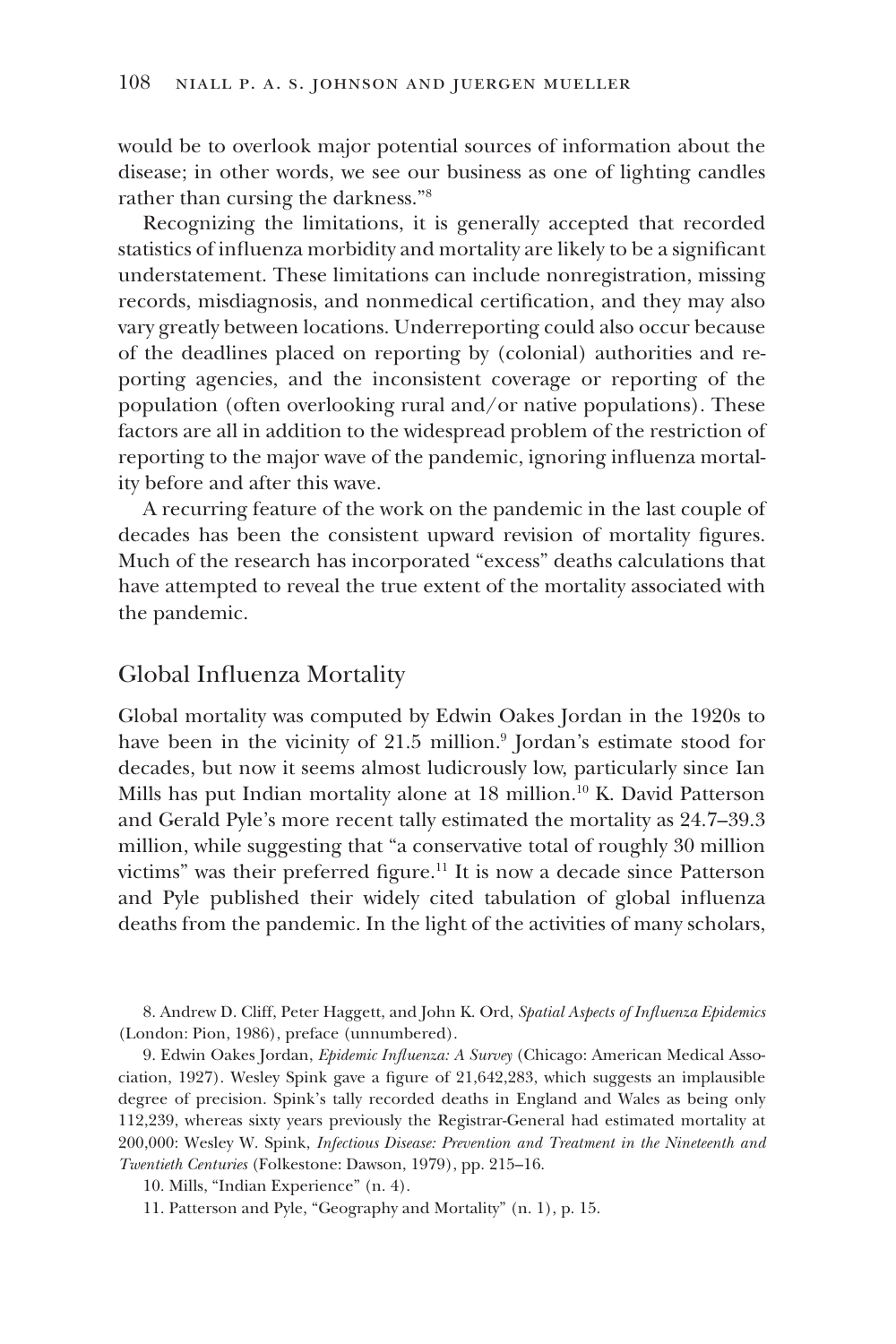would be to overlook major potential sources of information about the disease; in other words, we see our business as one of lighting candles rather than cursing the darkness."[8]

Recognizing the limitations, it is generally accepted that recorded statistics of influenza morbidity and mortality are likely to be a significant understatement. These limitations can include nonregistration, missing records, misdiagnosis, and nonmedical certification, and they may also vary greatly between locations. Underreporting could also occur because of the deadlines placed on reporting by (colonial) authorities and reporting agencies, and the inconsistent coverage or reporting of the population (often overlooking rural and/or native populations). These factors are all in addition to the widespread problem of the restriction of reporting to the major wave of the pandemic, ignoring influenza mortality before and after this wave.

A recurring feature of the work on the pandemic in the last couple of decades has been the consistent upward revision of mortality figures. Much of the research has incorporated "excess" deaths calculations that have attempted to reveal the true extent of the mortality associated with the pandemic.

## Global Influenza Mortality

Global mortality was computed by Edwin Oakes Jordan in the 1920s to have been in the vicinity of 21.5 million.[9] Jordan's estimate stood for decades, but now it seems almost ludicrously low, particularly since Ian Mills has put Indian mortality alone at 18 million.[10] K. David Patterson and Gerald Pyle's more recent tally estimated the mortality as 24.7–39.3 million, while suggesting that "a conservative total of roughly 30 million victims" was their preferred figure.[11] It is now a decade since Patterson and Pyle published their widely cited tabulation of global influenza deaths from the pandemic. In the light of the activities of many scholars,

8. Andrew D. Cliff, Peter Haggett, and John K. Ord, *Spatial Aspects of Influenza Epidemics* (London: Pion, 1986), preface (unnumbered).

9. Edwin Oakes Jordan, *Epidemic Influenza: A Survey* (Chicago: American Medical Association, 1927). Wesley Spink gave a figure of 21,642,283, which suggests an implausible degree of precision. Spink's tally recorded deaths in England and Wales as being only 112,239, whereas sixty years previously the Registrar-General had estimated mortality at 200,000: Wesley W. Spink, *Infectious Disease: Prevention and Treatment in the Nineteenth and Twentieth Centuries* (Folkestone: Dawson, 1979), pp. 215–16.

10. Mills, "Indian Experience" (n. 4).

11. Patterson and Pyle, "Geography and Mortality" (n. 1), p. 15.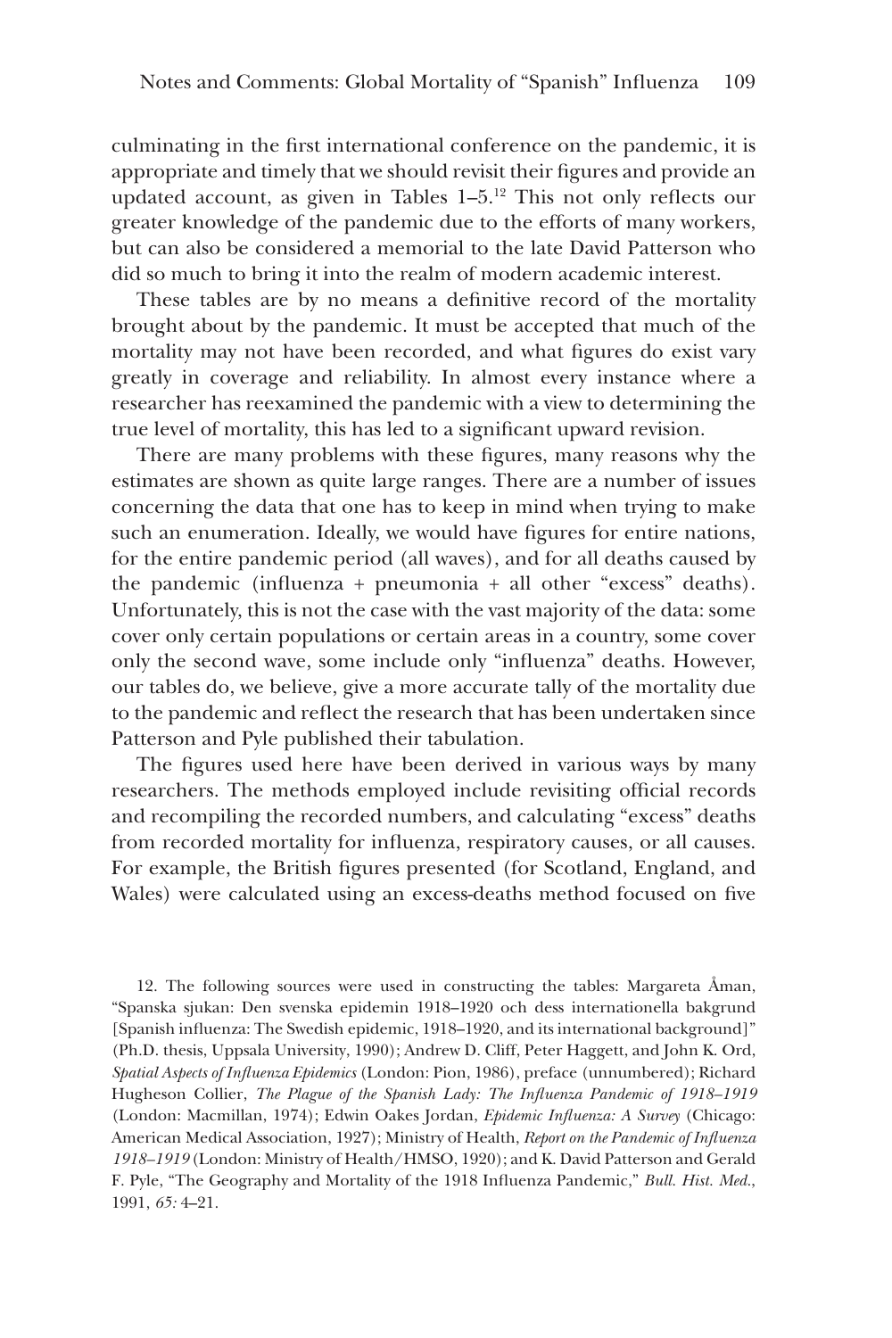culminating in the first international conference on the pandemic, it is appropriate and timely that we should revisit their figures and provide an updated account, as given in Tables 1–5.[12] This not only reflects our greater knowledge of the pandemic due to the efforts of many workers, but can also be considered a memorial to the late David Patterson who did so much to bring it into the realm of modern academic interest.

These tables are by no means a definitive record of the mortality brought about by the pandemic. It must be accepted that much of the mortality may not have been recorded, and what figures do exist vary greatly in coverage and reliability. In almost every instance where a researcher has reexamined the pandemic with a view to determining the true level of mortality, this has led to a significant upward revision.

There are many problems with these figures, many reasons why the estimates are shown as quite large ranges. There are a number of issues concerning the data that one has to keep in mind when trying to make such an enumeration. Ideally, we would have figures for entire nations, for the entire pandemic period (all waves), and for all deaths caused by the pandemic (influenza + pneumonia + all other "excess" deaths). Unfortunately, this is not the case with the vast majority of the data: some cover only certain populations or certain areas in a country, some cover only the second wave, some include only "influenza" deaths. However, our tables do, we believe, give a more accurate tally of the mortality due to the pandemic and reflect the research that has been undertaken since Patterson and Pyle published their tabulation.

The figures used here have been derived in various ways by many researchers. The methods employed include revisiting official records and recompiling the recorded numbers, and calculating "excess" deaths from recorded mortality for influenza, respiratory causes, or all causes. For example, the British figures presented (for Scotland, England, and Wales) were calculated using an excess-deaths method focused on five

12. The following sources were used in constructing the tables: Margareta Åman, "Spanska sjukan: Den svenska epidemin 1918–1920 och dess internationella bakgrund [Spanish influenza: The Swedish epidemic, 1918–1920, and its international background]" (Ph.D. thesis, Uppsala University, 1990); Andrew D. Cliff, Peter Haggett, and John K. Ord, *Spatial Aspects of Influenza Epidemics* (London: Pion, 1986), preface (unnumbered); Richard Hugheson Collier, *The Plague of the Spanish Lady: The Influenza Pandemic of 1918–1919* (London: Macmillan, 1974); Edwin Oakes Jordan, *Epidemic Influenza: A Survey* (Chicago: American Medical Association, 1927); Ministry of Health, *Report on the Pandemic of Influenza 1918–1919* (London: Ministry of Health/HMSO, 1920); and K. David Patterson and Gerald F. Pyle, "The Geography and Mortality of the 1918 Influenza Pandemic," *Bull. Hist. Med.*, 1991, *65:* 4–21.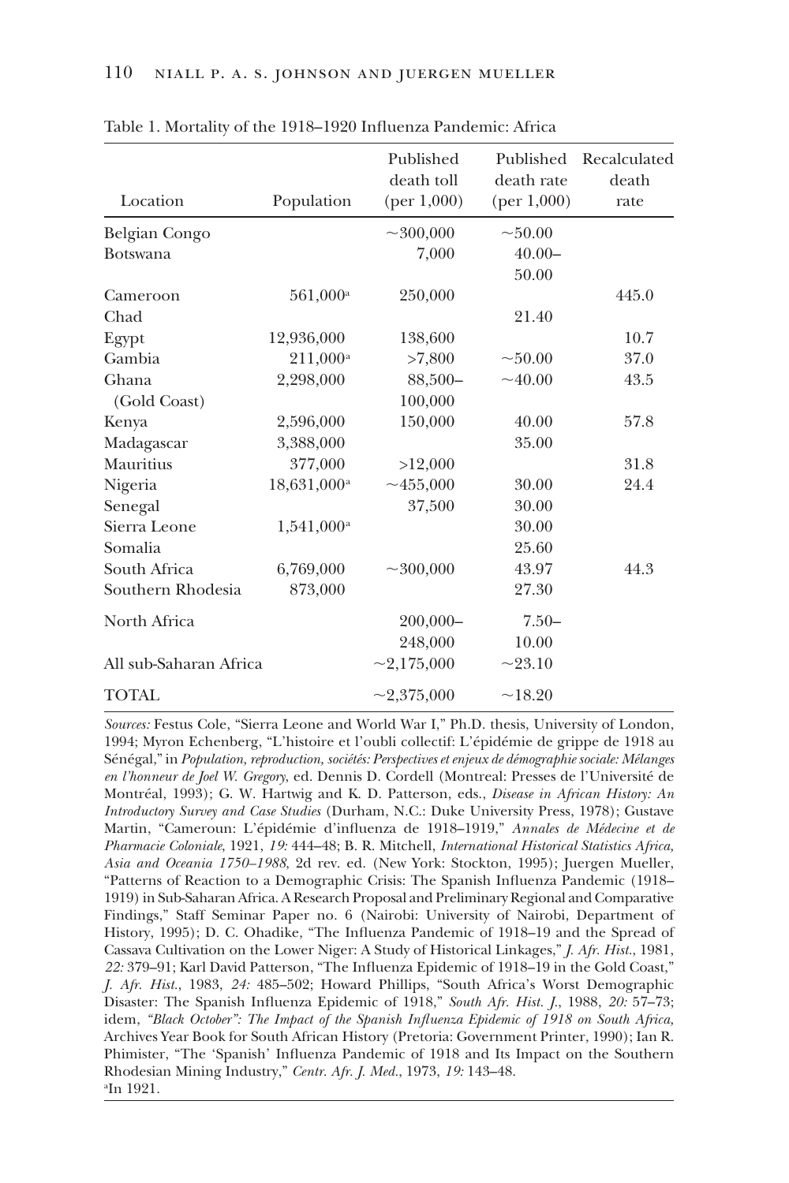Table 1. Mortality of the 1918–1920 Influenza Pandemic: Africa

| Location | Population | Published death toll (per 1,000) | Published death rate (per 1,000) | Recalculated death rate |
|---|---|---|---|---|
| Belgian Congo | | ~300,000 | ~50.00 | |
| Botswana | | 7,000 | 40.00–50.00 | |
| Cameroon | 561,000[a] | 250,000 | | 445.0 |
| Chad | | | 21.40 | |
| Egypt | 12,936,000 | 138,600 | | 10.7 |
| Gambia | 211,000[a] | >7,800 | ~50.00 | 37.0 |
| Ghana (Gold Coast) | 2,298,000 | 88,500–100,000 | ~40.00 | 43.5 |
| Kenya | 2,596,000 | 150,000 | 40.00 | 57.8 |
| Madagascar | 3,388,000 | | 35.00 | |
| Mauritius | 377,000 | >12,000 | | 31.8 |
| Nigeria | 18,631,000[a] | ~455,000 | 30.00 | 24.4 |
| Senegal | | 37,500 | 30.00 | |
| Sierra Leone | 1,541,000[a] | | 30.00 | |
| Somalia | | | 25.60 | |
| South Africa | 6,769,000 | ~300,000 | 43.97 | 44.3 |
| Southern Rhodesia | 873,000 | | 27.30 | |
| North Africa | | 200,000–248,000 | 7.50–10.00 | |
| All sub-Saharan Africa | | ~2,175,000 | ~23.10 | |
| TOTAL | | ~2,375,000 | ~18.20 | |

*Sources:* Festus Cole, "Sierra Leone and World War I," Ph.D. thesis, University of London, 1994; Myron Echenberg, "L'histoire et l'oubli collectif: L'épidémie de grippe de 1918 au Sénégal," in *Population, reproduction, sociétés: Perspectives et enjeux de démographie sociale: Mélanges en l'honneur de Joel W. Gregory*, ed. Dennis D. Cordell (Montreal: Presses de l'Université de Montréal, 1993); G. W. Hartwig and K. D. Patterson, eds., *Disease in African History: An Introductory Survey and Case Studies* (Durham, N.C.: Duke University Press, 1978); Gustave Martin, "Cameroun: L'épidémie d'influenza de 1918–1919," *Annales de Médecine et de Pharmacie Coloniale*, 1921, *19:* 444–48; B. R. Mitchell, *International Historical Statistics Africa, Asia and Oceania 1750–1988*, 2d rev. ed. (New York: Stockton, 1995); Juergen Mueller, "Patterns of Reaction to a Demographic Crisis: The Spanish Influenza Pandemic (1918–1919) in Sub-Saharan Africa. A Research Proposal and Preliminary Regional and Comparative Findings," Staff Seminar Paper no. 6 (Nairobi: University of Nairobi, Department of History, 1995); D. C. Ohadike, "The Influenza Pandemic of 1918–19 and the Spread of Cassava Cultivation on the Lower Niger: A Study of Historical Linkages," *J. Afr. Hist.*, 1981, *22:* 379–91; Karl David Patterson, "The Influenza Epidemic of 1918–19 in the Gold Coast," *J. Afr. Hist.*, 1983, *24:* 485–502; Howard Phillips, "South Africa's Worst Demographic Disaster: The Spanish Influenza Epidemic of 1918," *South Afr. Hist. J.*, 1988, *20:* 57–73; idem, *"Black October": The Impact of the Spanish Influenza Epidemic of 1918 on South Africa,* Archives Year Book for South African History (Pretoria: Government Printer, 1990); Ian R. Phimister, "The 'Spanish' Influenza Pandemic of 1918 and Its Impact on the Southern Rhodesian Mining Industry," *Centr. Afr. J. Med.*, 1973, *19:* 143–48.

[a]In 1921.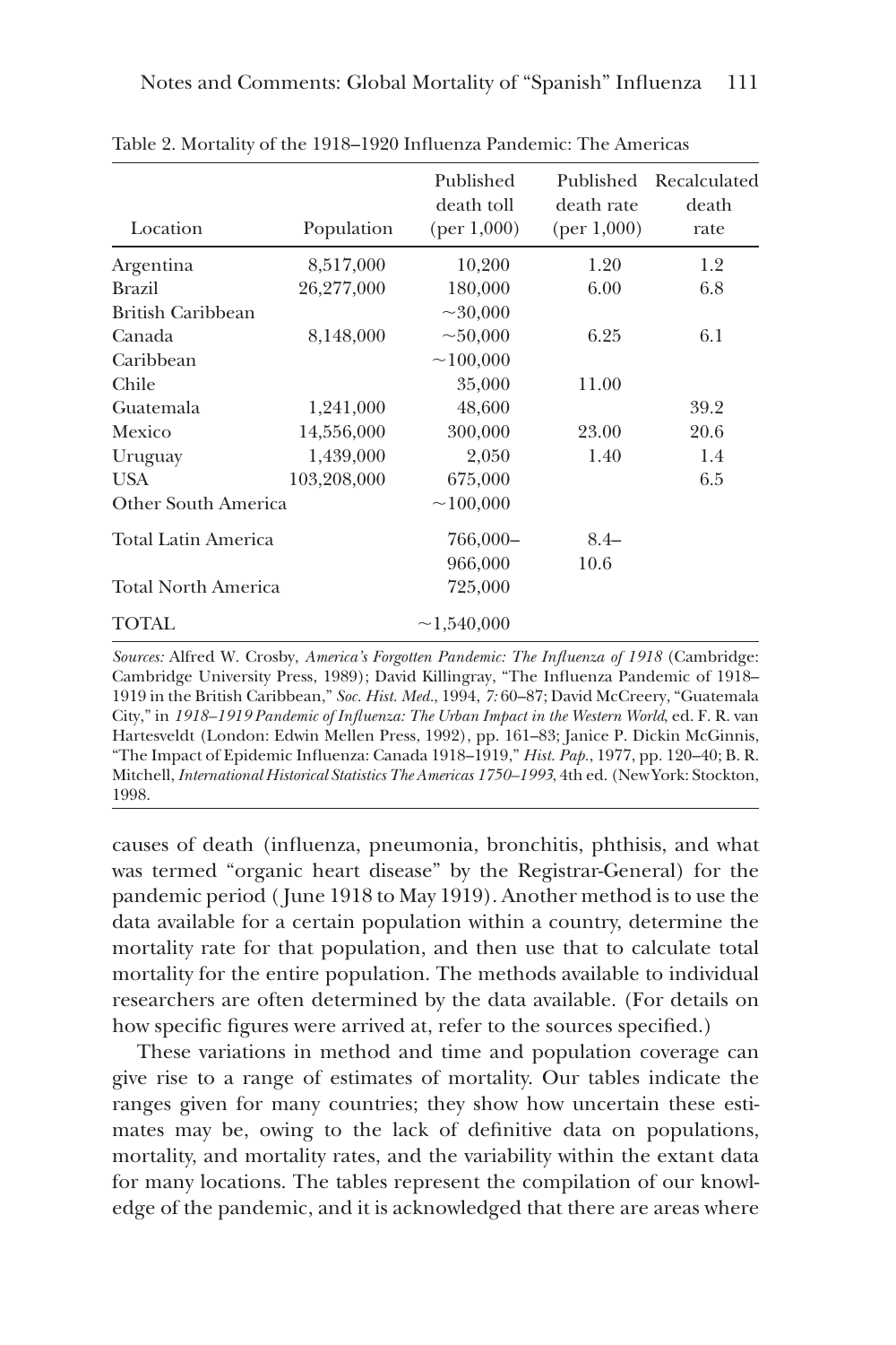Table 2. Mortality of the 1918–1920 Influenza Pandemic: The Americas

| Location | Population | Published death toll (per 1,000) | Published death rate (per 1,000) | Recalculated death rate |
|---|---|---|---|---|
| Argentina | 8,517,000 | 10,200 | 1.20 | 1.2 |
| Brazil | 26,277,000 | 180,000 | 6.00 | 6.8 |
| British Caribbean | | ~30,000 | | |
| Canada | 8,148,000 | ~50,000 | 6.25 | 6.1 |
| Caribbean | | ~100,000 | | |
| Chile | | 35,000 | 11.00 | |
| Guatemala | 1,241,000 | 48,600 | | 39.2 |
| Mexico | 14,556,000 | 300,000 | 23.00 | 20.6 |
| Uruguay | 1,439,000 | 2,050 | 1.40 | 1.4 |
| USA | 103,208,000 | 675,000 | | 6.5 |
| Other South America | | ~100,000 | | |
| Total Latin America | | 766,000–966,000 | 8.4–10.6 | |
| Total North America | | 725,000 | | |
| TOTAL | | ~1,540,000 | | |

*Sources:* Alfred W. Crosby, *America's Forgotten Pandemic: The Influenza of 1918* (Cambridge: Cambridge University Press, 1989); David Killingray, "The Influenza Pandemic of 1918–1919 in the British Caribbean," *Soc. Hist. Med.*, 1994, *7:* 60–87; David McCreery, "Guatemala City," in *1918–1919 Pandemic of Influenza: The Urban Impact in the Western World*, ed. F. R. van Hartesveldt (London: Edwin Mellen Press, 1992), pp. 161–83; Janice P. Dickin McGinnis, "The Impact of Epidemic Influenza: Canada 1918–1919," *Hist. Pap.*, 1977, pp. 120–40; B. R. Mitchell, *International Historical Statistics The Americas 1750–1993*, 4th ed. (New York: Stockton, 1998.

causes of death (influenza, pneumonia, bronchitis, phthisis, and what was termed "organic heart disease" by the Registrar-General) for the pandemic period (June 1918 to May 1919). Another method is to use the data available for a certain population within a country, determine the mortality rate for that population, and then use that to calculate total mortality for the entire population. The methods available to individual researchers are often determined by the data available. (For details on how specific figures were arrived at, refer to the sources specified.)

These variations in method and time and population coverage can give rise to a range of estimates of mortality. Our tables indicate the ranges given for many countries; they show how uncertain these estimates may be, owing to the lack of definitive data on populations, mortality, and mortality rates, and the variability within the extant data for many locations. The tables represent the compilation of our knowledge of the pandemic, and it is acknowledged that there are areas where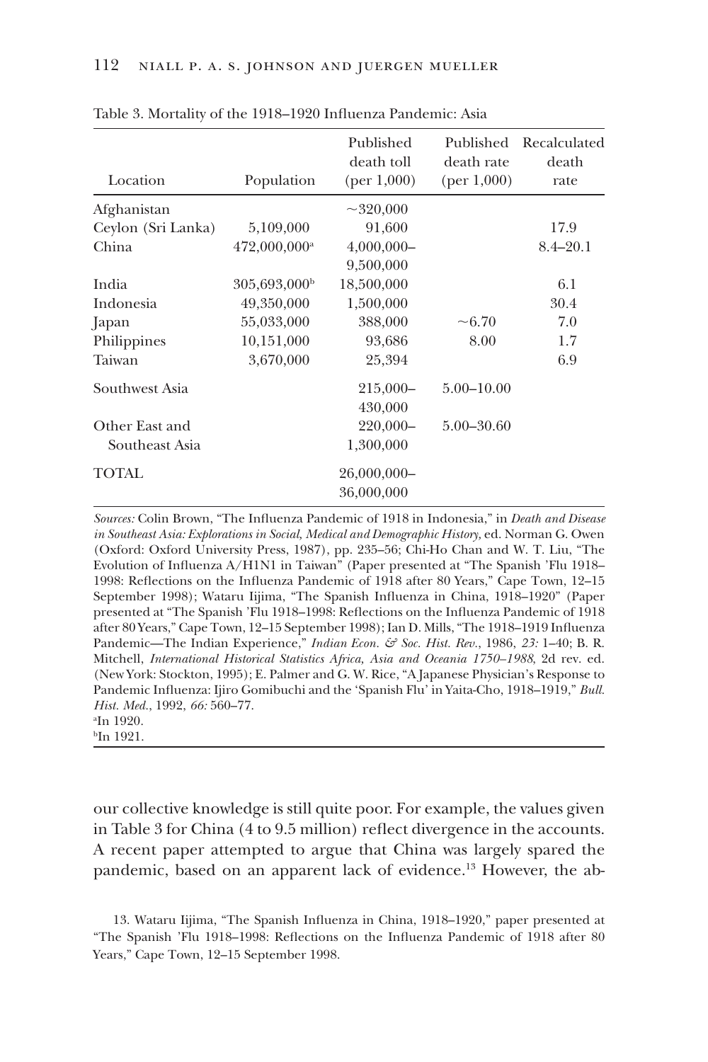Table 3. Mortality of the 1918–1920 Influenza Pandemic: Asia

| Location | Population | Published death toll (per 1,000) | Published death rate (per 1,000) | Recalculated death rate |
|---|---|---|---|---|
| Afghanistan | | ~320,000 | | |
| Ceylon (Sri Lanka) | 5,109,000 | 91,600 | | 17.9 |
| China | 472,000,000[a] | 4,000,000–9,500,000 | | 8.4–20.1 |
| India | 305,693,000[b] | 18,500,000 | | 6.1 |
| Indonesia | 49,350,000 | 1,500,000 | | 30.4 |
| Japan | 55,033,000 | 388,000 | ~6.70 | 7.0 |
| Philippines | 10,151,000 | 93,686 | 8.00 | 1.7 |
| Taiwan | 3,670,000 | 25,394 | | 6.9 |
| Southwest Asia | | 215,000–430,000 | 5.00–10.00 | |
| Other East and Southeast Asia | | 220,000–1,300,000 | 5.00–30.60 | |
| TOTAL | | 26,000,000–36,000,000 | | |

*Sources:* Colin Brown, "The Influenza Pandemic of 1918 in Indonesia," in *Death and Disease in Southeast Asia: Explorations in Social, Medical and Demographic History,* ed. Norman G. Owen (Oxford: Oxford University Press, 1987), pp. 235–56; Chi-Ho Chan and W. T. Liu, "The Evolution of Influenza A/H1N1 in Taiwan" (Paper presented at "The Spanish 'Flu 1918–1998: Reflections on the Influenza Pandemic of 1918 after 80 Years," Cape Town, 12–15 September 1998); Wataru Iijima, "The Spanish Influenza in China, 1918–1920" (Paper presented at "The Spanish 'Flu 1918–1998: Reflections on the Influenza Pandemic of 1918 after 80 Years," Cape Town, 12–15 September 1998); Ian D. Mills, "The 1918–1919 Influenza Pandemic—The Indian Experience," *Indian Econ. & Soc. Hist. Rev.*, 1986, *23:* 1–40; B. R. Mitchell, *International Historical Statistics Africa, Asia and Oceania 1750–1988*, 2d rev. ed. (New York: Stockton, 1995); E. Palmer and G. W. Rice, "A Japanese Physician's Response to Pandemic Influenza: Ijiro Gomibuchi and the 'Spanish Flu' in Yaita-Cho, 1918–1919," *Bull. Hist. Med.*, 1992, *66:* 560–77.

[a]In 1920.

[b]In 1921.

our collective knowledge is still quite poor. For example, the values given in Table 3 for China (4 to 9.5 million) reflect divergence in the accounts. A recent paper attempted to argue that China was largely spared the pandemic, based on an apparent lack of evidence.[13] However, the ab-

13. Wataru Iijima, "The Spanish Influenza in China, 1918–1920," paper presented at "The Spanish 'Flu 1918–1998: Reflections on the Influenza Pandemic of 1918 after 80 Years," Cape Town, 12–15 September 1998.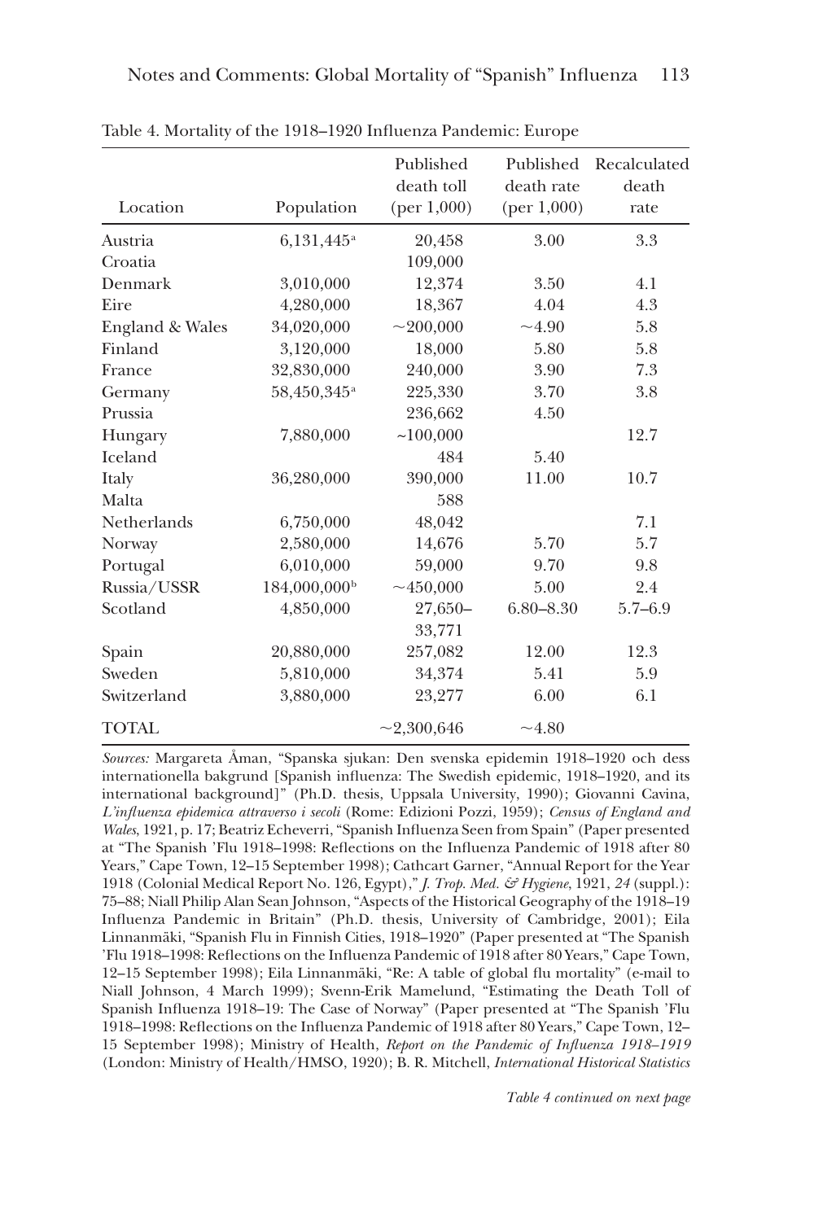Table 4. Mortality of the 1918–1920 Influenza Pandemic: Europe

| Location | Population | Published death toll (per 1,000) | Published death rate (per 1,000) | Recalculated death rate |
|---|---|---|---|---|
| Austria | 6,131,445[a] | 20,458 | 3.00 | 3.3 |
| Croatia | | 109,000 | | |
| Denmark | 3,010,000 | 12,374 | 3.50 | 4.1 |
| Eire | 4,280,000 | 18,367 | 4.04 | 4.3 |
| England & Wales | 34,020,000 | ~200,000 | ~4.90 | 5.8 |
| Finland | 3,120,000 | 18,000 | 5.80 | 5.8 |
| France | 32,830,000 | 240,000 | 3.90 | 7.3 |
| Germany | 58,450,345[a] | 225,330 | 3.70 | 3.8 |
| Prussia | | 236,662 | 4.50 | |
| Hungary | 7,880,000 | ~100,000 | | 12.7 |
| Iceland | | 484 | 5.40 | |
| Italy | 36,280,000 | 390,000 | 11.00 | 10.7 |
| Malta | | 588 | | |
| Netherlands | 6,750,000 | 48,042 | | 7.1 |
| Norway | 2,580,000 | 14,676 | 5.70 | 5.7 |
| Portugal | 6,010,000 | 59,000 | 9.70 | 9.8 |
| Russia/USSR | 184,000,000[b] | ~450,000 | 5.00 | 2.4 |
| Scotland | 4,850,000 | 27,650–33,771 | 6.80–8.30 | 5.7–6.9 |
| Spain | 20,880,000 | 257,082 | 12.00 | 12.3 |
| Sweden | 5,810,000 | 34,374 | 5.41 | 5.9 |
| Switzerland | 3,880,000 | 23,277 | 6.00 | 6.1 |
| TOTAL | | ~2,300,646 | ~4.80 | |

*Sources:* Margareta Åman, "Spanska sjukan: Den svenska epidemin 1918–1920 och dess internationella bakgrund [Spanish influenza: The Swedish epidemic, 1918–1920, and its international background]" (Ph.D. thesis, Uppsala University, 1990); Giovanni Cavina, *L'influenza epidemica attraverso i secoli* (Rome: Edizioni Pozzi, 1959); *Census of England and Wales*, 1921, p. 17; Beatriz Echeverri, "Spanish Influenza Seen from Spain" (Paper presented at "The Spanish 'Flu 1918–1998: Reflections on the Influenza Pandemic of 1918 after 80 Years," Cape Town, 12–15 September 1998); Cathcart Garner, "Annual Report for the Year 1918 (Colonial Medical Report No. 126, Egypt)," *J. Trop. Med. & Hygiene*, 1921, *24* (suppl.): 75–88; Niall Philip Alan Sean Johnson, "Aspects of the Historical Geography of the 1918–19 Influenza Pandemic in Britain" (Ph.D. thesis, University of Cambridge, 2001); Eila Linnanmäki, "Spanish Flu in Finnish Cities, 1918–1920" (Paper presented at "The Spanish 'Flu 1918–1998: Reflections on the Influenza Pandemic of 1918 after 80 Years," Cape Town, 12–15 September 1998); Eila Linnanmäki, "Re: A table of global flu mortality" (e-mail to Niall Johnson, 4 March 1999); Svenn-Erik Mamelund, "Estimating the Death Toll of Spanish Influenza 1918–19: The Case of Norway" (Paper presented at "The Spanish 'Flu 1918–1998: Reflections on the Influenza Pandemic of 1918 after 80 Years," Cape Town, 12–15 September 1998); Ministry of Health, *Report on the Pandemic of Influenza 1918–1919* (London: Ministry of Health/HMSO, 1920); B. R. Mitchell, *International Historical Statistics*

*Table 4 continued on next page*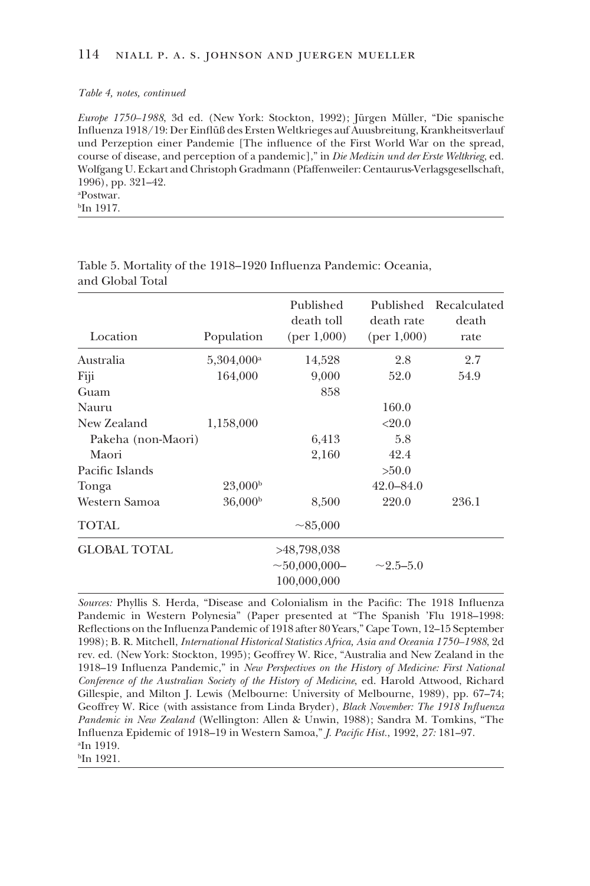*Table 4, notes, continued*

*Europe 1750–1988,* 3d ed. (New York: Stockton, 1992); Jürgen Müller, "Die spanische Influenza 1918/19: Der Einflüß des Ersten Weltkrieges auf Auusbreitung, Krankheitsverlauf und Perzeption einer Pandemie [The influence of the First World War on the spread, course of disease, and perception of a pandemic]," in *Die Medizin und der Erste Weltkrieg,* ed. Wolfgang U. Eckart and Christoph Gradmann (Pfaffenweiler: Centaurus-Verlagsgesellschaft, 1996), pp. 321–42.
[a]Postwar.
[b]In 1917.

Table 5. Mortality of the 1918–1920 Influenza Pandemic: Oceania, and Global Total

| Location | Population | Published death toll (per 1,000) | Published death rate (per 1,000) | Recalculated death rate |
|---|---|---|---|---|
| Australia | 5,304,000[a] | 14,528 | 2.8 | 2.7 |
| Fiji | 164,000 | 9,000 | 52.0 | 54.9 |
| Guam | | 858 | | |
| Nauru | | | 160.0 | |
| New Zealand | 1,158,000 | | <20.0 | |
| Pakeha (non-Maori) | | 6,413 | 5.8 | |
| Maori | | 2,160 | 42.4 | |
| Pacific Islands | | | >50.0 | |
| Tonga | 23,000[b] | | 42.0–84.0 | |
| Western Samoa | 36,000[b] | 8,500 | 220.0 | 236.1 |
| TOTAL | | ~85,000 | | |
| GLOBAL TOTAL | | >48,798,038 ~50,000,000–100,000,000 | ~2.5–5.0 | |

*Sources:* Phyllis S. Herda, "Disease and Colonialism in the Pacific: The 1918 Influenza Pandemic in Western Polynesia" (Paper presented at "The Spanish 'Flu 1918–1998: Reflections on the Influenza Pandemic of 1918 after 80 Years," Cape Town, 12–15 September 1998); B. R. Mitchell, *International Historical Statistics Africa, Asia and Oceania 1750–1988,* 2d rev. ed. (New York: Stockton, 1995); Geoffrey W. Rice, "Australia and New Zealand in the 1918–19 Influenza Pandemic," in *New Perspectives on the History of Medicine: First National Conference of the Australian Society of the History of Medicine,* ed. Harold Attwood, Richard Gillespie, and Milton J. Lewis (Melbourne: University of Melbourne, 1989), pp. 67–74; Geoffrey W. Rice (with assistance from Linda Bryder), *Black November: The 1918 Influenza Pandemic in New Zealand* (Wellington: Allen & Unwin, 1988); Sandra M. Tomkins, "The Influenza Epidemic of 1918–19 in Western Samoa," *J. Pacific Hist.,* 1992, *27:* 181–97.
[a]In 1919.
[b]In 1921.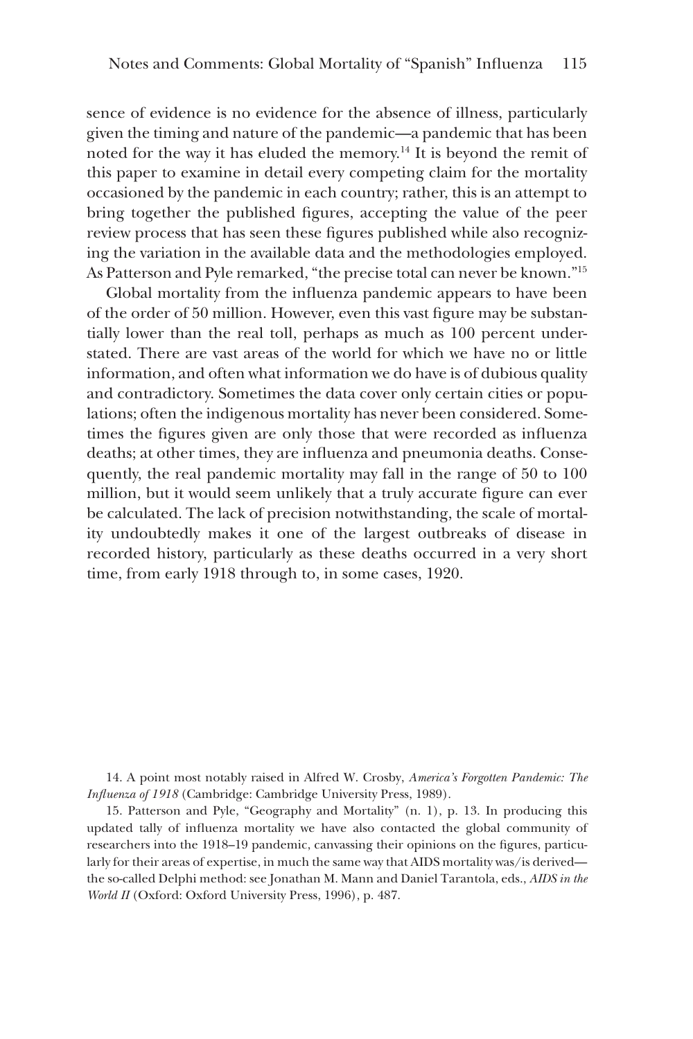sence of evidence is no evidence for the absence of illness, particularly given the timing and nature of the pandemic—a pandemic that has been noted for the way it has eluded the memory.[14] It is beyond the remit of this paper to examine in detail every competing claim for the mortality occasioned by the pandemic in each country; rather, this is an attempt to bring together the published figures, accepting the value of the peer review process that has seen these figures published while also recognizing the variation in the available data and the methodologies employed. As Patterson and Pyle remarked, "the precise total can never be known."[15]

Global mortality from the influenza pandemic appears to have been of the order of 50 million. However, even this vast figure may be substantially lower than the real toll, perhaps as much as 100 percent understated. There are vast areas of the world for which we have no or little information, and often what information we do have is of dubious quality and contradictory. Sometimes the data cover only certain cities or populations; often the indigenous mortality has never been considered. Sometimes the figures given are only those that were recorded as influenza deaths; at other times, they are influenza and pneumonia deaths. Consequently, the real pandemic mortality may fall in the range of 50 to 100 million, but it would seem unlikely that a truly accurate figure can ever be calculated. The lack of precision notwithstanding, the scale of mortality undoubtedly makes it one of the largest outbreaks of disease in recorded history, particularly as these deaths occurred in a very short time, from early 1918 through to, in some cases, 1920.

14. A point most notably raised in Alfred W. Crosby, *America's Forgotten Pandemic: The Influenza of 1918* (Cambridge: Cambridge University Press, 1989).

15. Patterson and Pyle, "Geography and Mortality" (n. 1), p. 13. In producing this updated tally of influenza mortality we have also contacted the global community of researchers into the 1918–19 pandemic, canvassing their opinions on the figures, particularly for their areas of expertise, in much the same way that AIDS mortality was/is derived—the so-called Delphi method: see Jonathan M. Mann and Daniel Tarantola, eds., *AIDS in the World II* (Oxford: Oxford University Press, 1996), p. 487.